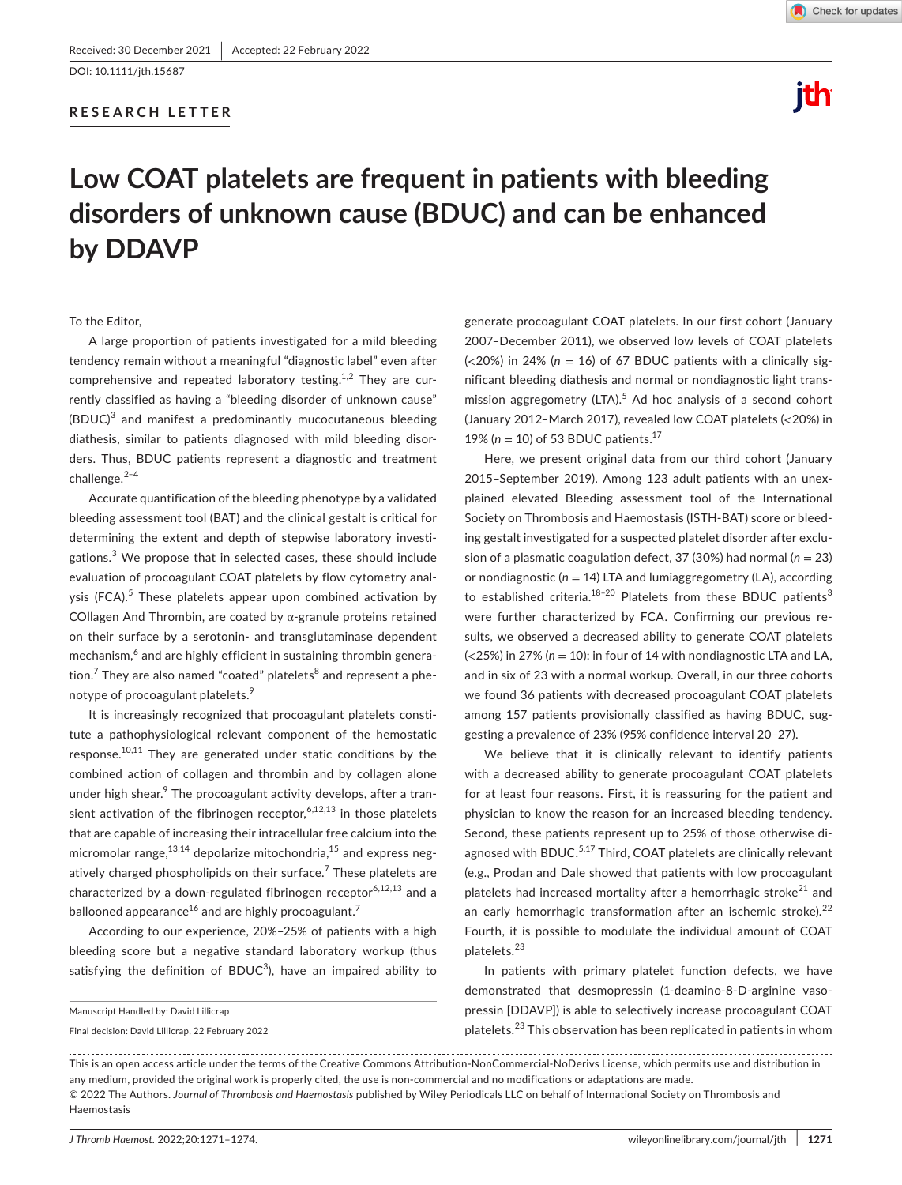Received: 30 December 2021 | Accepted: 22 February 2022

DOI: 10.1111/jth.15687

RESEARCH LETTER

# Low COAT platelets are frequent in patients with bleeding disorders of unknown cause (BDUC) and can be enhanced by DDAVP

To the Editor,

A large proportion of patients investigated for a mild bleeding tendency remain without a meaningful "diagnostic label" even after comprehensive and repeated laboratory testing.[1,2] They are currently classified as having a "bleeding disorder of unknown cause" (BDUC)[3] and manifest a predominantly mucocutaneous bleeding diathesis, similar to patients diagnosed with mild bleeding disorders. Thus, BDUC patients represent a diagnostic and treatment challenge.[2–4]

Accurate quantification of the bleeding phenotype by a validated bleeding assessment tool (BAT) and the clinical gestalt is critical for determining the extent and depth of stepwise laboratory investigations.[3] We propose that in selected cases, these should include evaluation of procoagulant COAT platelets by flow cytometry analysis (FCA).[5] These platelets appear upon combined activation by COllagen And Thrombin, are coated by α-granule proteins retained on their surface by a serotonin- and transglutaminase dependent mechanism,[6] and are highly efficient in sustaining thrombin generation.[7] They are also named "coated" platelets[8] and represent a phenotype of procoagulant platelets.[9]

It is increasingly recognized that procoagulant platelets constitute a pathophysiological relevant component of the hemostatic response.[10,11] They are generated under static conditions by the combined action of collagen and thrombin and by collagen alone under high shear.[9] The procoagulant activity develops, after a transient activation of the fibrinogen receptor,[6,12,13] in those platelets that are capable of increasing their intracellular free calcium into the micromolar range,[13,14] depolarize mitochondria,[15] and express negatively charged phospholipids on their surface.[7] These platelets are characterized by a down-regulated fibrinogen receptor[6,12,13] and a ballooned appearance[16] and are highly procoagulant.[7]

According to our experience, 20%–25% of patients with a high bleeding score but a negative standard laboratory workup (thus satisfying the definition of BDUC[3]), have an impaired ability to generate procoagulant COAT platelets. In our first cohort (January 2007–December 2011), we observed low levels of COAT platelets (<20%) in 24% ($n = 16$) of 67 BDUC patients with a clinically significant bleeding diathesis and normal or nondiagnostic light transmission aggregometry (LTA).[5] Ad hoc analysis of a second cohort (January 2012–March 2017), revealed low COAT platelets (<20%) in 19% ($n = 10$) of 53 BDUC patients.[17]

Here, we present original data from our third cohort (January 2015–September 2019). Among 123 adult patients with an unexplained elevated Bleeding assessment tool of the International Society on Thrombosis and Haemostasis (ISTH-BAT) score or bleeding gestalt investigated for a suspected platelet disorder after exclusion of a plasmatic coagulation defect, 37 (30%) had normal ($n = 23$) or nondiagnostic ($n = 14$) LTA and lumiaggregometry (LA), according to established criteria.[18–20] Platelets from these BDUC patients[3] were further characterized by FCA. Confirming our previous results, we observed a decreased ability to generate COAT platelets (<25%) in 27% ($n = 10$): in four of 14 with nondiagnostic LTA and LA, and in six of 23 with a normal workup. Overall, in our three cohorts we found 36 patients with decreased procoagulant COAT platelets among 157 patients provisionally classified as having BDUC, suggesting a prevalence of 23% (95% confidence interval 20–27).

We believe that it is clinically relevant to identify patients with a decreased ability to generate procoagulant COAT platelets for at least four reasons. First, it is reassuring for the patient and physician to know the reason for an increased bleeding tendency. Second, these patients represent up to 25% of those otherwise diagnosed with BDUC.[5,17] Third, COAT platelets are clinically relevant (e.g., Prodan and Dale showed that patients with low procoagulant platelets had increased mortality after a hemorrhagic stroke[21] and an early hemorrhagic transformation after an ischemic stroke).[22] Fourth, it is possible to modulate the individual amount of COAT platelets.[23]

In patients with primary platelet function defects, we have demonstrated that desmopressin (1-deamino-8-D-arginine vasopressin [DDAVP]) is able to selectively increase procoagulant COAT platelets.[23] This observation has been replicated in patients in whom

Manuscript Handled by: David Lillicrap

Final decision: David Lillicrap, 22 February 2022

This is an open access article under the terms of the Creative Commons Attribution-NonCommercial-NoDerivs License, which permits use and distribution in any medium, provided the original work is properly cited, the use is non-commercial and no modifications or adaptations are made.
© 2022 The Authors. *Journal of Thrombosis and Haemostasis* published by Wiley Periodicals LLC on behalf of International Society on Thrombosis and Haemostasis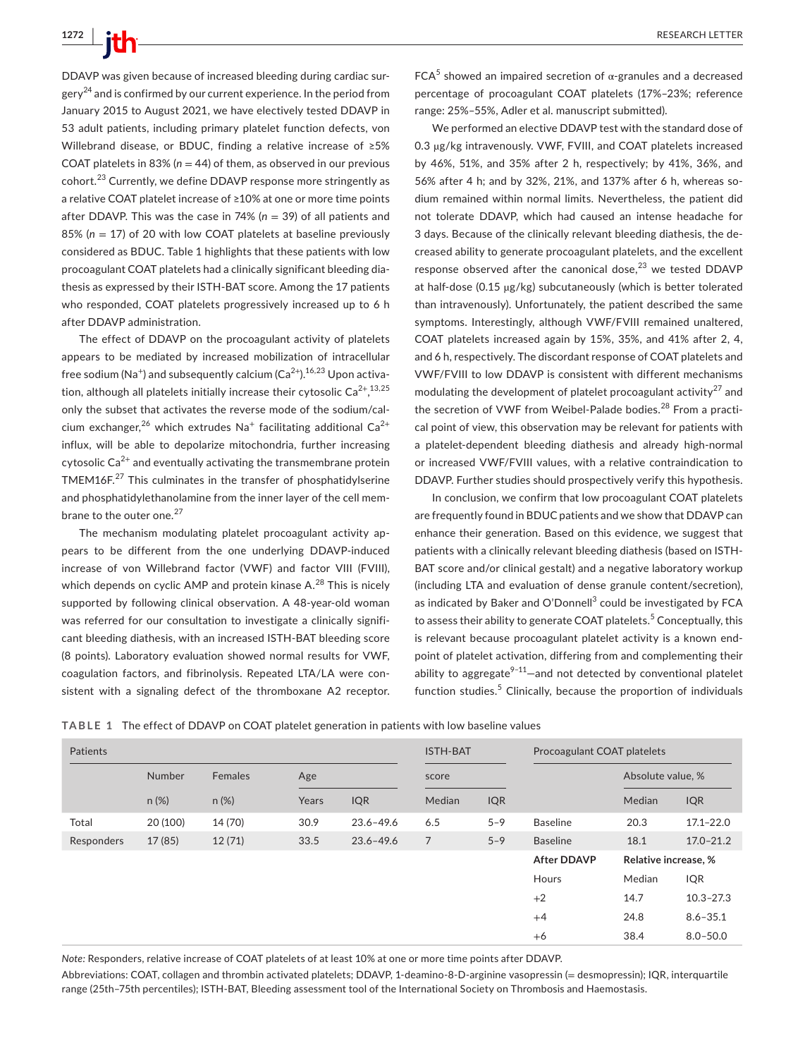DDAVP was given because of increased bleeding during cardiac surgery[24] and is confirmed by our current experience. In the period from January 2015 to August 2021, we have electively tested DDAVP in 53 adult patients, including primary platelet function defects, von Willebrand disease, or BDUC, finding a relative increase of ≥5% COAT platelets in 83% ($n = 44$) of them, as observed in our previous cohort.[23] Currently, we define DDAVP response more stringently as a relative COAT platelet increase of ≥10% at one or more time points after DDAVP. This was the case in 74% ($n = 39$) of all patients and 85% ($n = 17$) of 20 with low COAT platelets at baseline previously considered as BDUC. Table 1 highlights that these patients with low procoagulant COAT platelets had a clinically significant bleeding diathesis as expressed by their ISTH-BAT score. Among the 17 patients who responded, COAT platelets progressively increased up to 6 h after DDAVP administration.

The effect of DDAVP on the procoagulant activity of platelets appears to be mediated by increased mobilization of intracellular free sodium ($Na^+$) and subsequently calcium ($Ca^{2+}$).[16,23] Upon activation, although all platelets initially increase their cytosolic $Ca^{2+}$,[13,25] only the subset that activates the reverse mode of the sodium/calcium exchanger,[26] which extrudes $Na^+$ facilitating additional $Ca^{2+}$ influx, will be able to depolarize mitochondria, further increasing cytosolic $Ca^{2+}$ and eventually activating the transmembrane protein TMEM16F.[27] This culminates in the transfer of phosphatidylserine and phosphatidylethanolamine from the inner layer of the cell membrane to the outer one.[27]

The mechanism modulating platelet procoagulant activity appears to be different from the one underlying DDAVP-induced increase of von Willebrand factor (VWF) and factor VIII (FVIII), which depends on cyclic AMP and protein kinase A.[28] This is nicely supported by following clinical observation. A 48-year-old woman was referred for our consultation to investigate a clinically significant bleeding diathesis, with an increased ISTH-BAT bleeding score (8 points). Laboratory evaluation showed normal results for VWF, coagulation factors, and fibrinolysis. Repeated LTA/LA were consistent with a signaling defect of the thromboxane A2 receptor. FCA[5] showed an impaired secretion of α-granules and a decreased percentage of procoagulant COAT platelets (17%–23%; reference range: 25%–55%, Adler et al. manuscript submitted).

We performed an elective DDAVP test with the standard dose of 0.3 μg/kg intravenously. VWF, FVIII, and COAT platelets increased by 46%, 51%, and 35% after 2 h, respectively; by 41%, 36%, and 56% after 4 h; and by 32%, 21%, and 137% after 6 h, whereas sodium remained within normal limits. Nevertheless, the patient did not tolerate DDAVP, which had caused an intense headache for 3 days. Because of the clinically relevant bleeding diathesis, the decreased ability to generate procoagulant platelets, and the excellent response observed after the canonical dose,[23] we tested DDAVP at half-dose (0.15 μg/kg) subcutaneously (which is better tolerated than intravenously). Unfortunately, the patient described the same symptoms. Interestingly, although VWF/FVIII remained unaltered, COAT platelets increased again by 15%, 35%, and 41% after 2, 4, and 6 h, respectively. The discordant response of COAT platelets and VWF/FVIII to low DDAVP is consistent with different mechanisms modulating the development of platelet procoagulant activity[27] and the secretion of VWF from Weibel-Palade bodies.[28] From a practical point of view, this observation may be relevant for patients with a platelet-dependent bleeding diathesis and already high-normal or increased VWF/FVIII values, with a relative contraindication to DDAVP. Further studies should prospectively verify this hypothesis.

In conclusion, we confirm that low procoagulant COAT platelets are frequently found in BDUC patients and we show that DDAVP can enhance their generation. Based on this evidence, we suggest that patients with a clinically relevant bleeding diathesis (based on ISTH-BAT score and/or clinical gestalt) and a negative laboratory workup (including LTA and evaluation of dense granule content/secretion), as indicated by Baker and O'Donnell[3] could be investigated by FCA to assess their ability to generate COAT platelets.[5] Conceptually, this is relevant because procoagulant platelet activity is a known endpoint of platelet activation, differing from and complementing their ability to aggregate[9–11]—and not detected by conventional platelet function studies.[5] Clinically, because the proportion of individuals

**TABLE 1** The effect of DDAVP on COAT platelet generation in patients with low baseline values

| Patients | | | | | ISTH-BAT | | Procoagulant COAT platelets | | |
|---|---|---|---|---|---|---|---|---|---|
| | Number | Females | Age | | score | | | Absolute value, % | |
| | n (%) | n (%) | Years | IQR | Median | IQR | | Median | IQR |
| Total | 20 (100) | 14 (70) | 30.9 | 23.6–49.6 | 6.5 | 5–9 | Baseline | 20.3 | 17.1–22.0 |
| Responders | 17 (85) | 12 (71) | 33.5 | 23.6–49.6 | 7 | 5–9 | Baseline | 18.1 | 17.0–21.2 |
| | | | | | | | **After DDAVP** | **Relative increase, %** | |
| | | | | | | | Hours | Median | IQR |
| | | | | | | | +2 | 14.7 | 10.3–27.3 |
| | | | | | | | +4 | 24.8 | 8.6–35.1 |
| | | | | | | | +6 | 38.4 | 8.0–50.0 |

*Note:* Responders, relative increase of COAT platelets of at least 10% at one or more time points after DDAVP.

Abbreviations: COAT, collagen and thrombin activated platelets; DDAVP, 1-deamino-8-D-arginine vasopressin (= desmopressin); IQR, interquartile range (25th–75th percentiles); ISTH-BAT, Bleeding assessment tool of the International Society on Thrombosis and Haemostasis.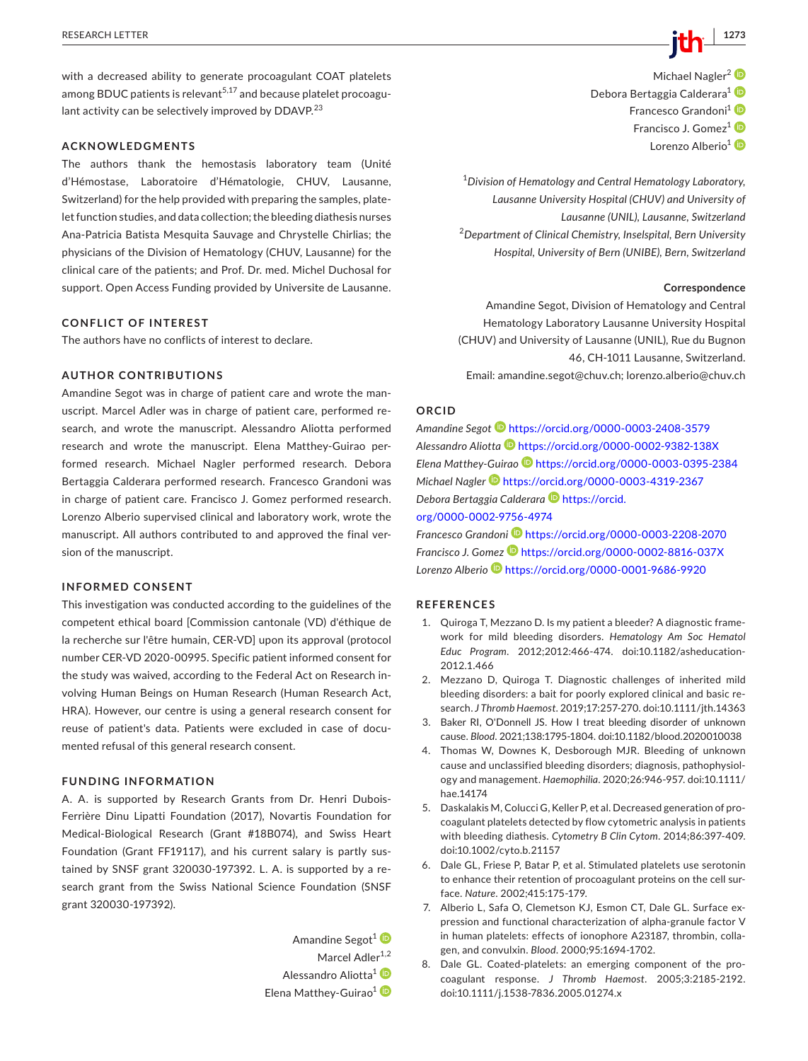with a decreased ability to generate procoagulant COAT platelets among BDUC patients is relevant[5,17] and because platelet procoagulant activity can be selectively improved by DDAVP.[23]

## ACKNOWLEDGMENTS

The authors thank the hemostasis laboratory team (Unité d'Hémostase, Laboratoire d'Hématologie, CHUV, Lausanne, Switzerland) for the help provided with preparing the samples, platelet function studies, and data collection; the bleeding diathesis nurses Ana-Patricia Batista Mesquita Sauvage and Chrystelle Chirlias; the physicians of the Division of Hematology (CHUV, Lausanne) for the clinical care of the patients; and Prof. Dr. med. Michel Duchosal for support. Open Access Funding provided by Universite de Lausanne.

## CONFLICT OF INTEREST

The authors have no conflicts of interest to declare.

## AUTHOR CONTRIBUTIONS

Amandine Segot was in charge of patient care and wrote the manuscript. Marcel Adler was in charge of patient care, performed research, and wrote the manuscript. Alessandro Aliotta performed research and wrote the manuscript. Elena Matthey-Guirao performed research. Michael Nagler performed research. Debora Bertaggia Calderara performed research. Francesco Grandoni was in charge of patient care. Francisco J. Gomez performed research. Lorenzo Alberio supervised clinical and laboratory work, wrote the manuscript. All authors contributed to and approved the final version of the manuscript.

## INFORMED CONSENT

This investigation was conducted according to the guidelines of the competent ethical board [Commission cantonale (VD) d'éthique de la recherche sur l'être humain, CER-VD] upon its approval (protocol number CER-VD 2020-00995. Specific patient informed consent for the study was waived, according to the Federal Act on Research involving Human Beings on Human Research (Human Research Act, HRA). However, our centre is using a general research consent for reuse of patient's data. Patients were excluded in case of documented refusal of this general research consent.

## FUNDING INFORMATION

A. A. is supported by Research Grants from Dr. Henri Dubois-Ferrière Dinu Lipatti Foundation (2017), Novartis Foundation for Medical-Biological Research (Grant #18B074), and Swiss Heart Foundation (Grant FF19117), and his current salary is partly sustained by SNSF grant 320030-197392. L. A. is supported by a research grant from the Swiss National Science Foundation (SNSF grant 320030-197392).

Amandine Segot[1]
Marcel Adler[1,2]
Alessandro Aliotta[1]
Elena Matthey-Guirao[1]
Michael Nagler[2]
Debora Bertaggia Calderara[1]
Francesco Grandoni[1]
Francisco J. Gomez[1]
Lorenzo Alberio[1]

[1]*Division of Hematology and Central Hematology Laboratory, Lausanne University Hospital (CHUV) and University of Lausanne (UNIL), Lausanne, Switzerland*
[2]*Department of Clinical Chemistry, Inselspital, Bern University Hospital, University of Bern (UNIBE), Bern, Switzerland*

**Correspondence**
Amandine Segot, Division of Hematology and Central Hematology Laboratory Lausanne University Hospital (CHUV) and University of Lausanne (UNIL), Rue du Bugnon 46, CH-1011 Lausanne, Switzerland.
Email: amandine.segot@chuv.ch; lorenzo.alberio@chuv.ch

## ORCID

*Amandine Segot* https://orcid.org/0000-0003-2408-3579
*Alessandro Aliotta* https://orcid.org/0000-0002-9382-138X
*Elena Matthey-Guirao* https://orcid.org/0000-0003-0395-2384
*Michael Nagler* https://orcid.org/0000-0003-4319-2367
*Debora Bertaggia Calderara* https://orcid.org/0000-0002-9756-4974
*Francesco Grandoni* https://orcid.org/0000-0003-2208-2070
*Francisco J. Gomez* https://orcid.org/0000-0002-8816-037X
*Lorenzo Alberio* https://orcid.org/0000-0001-9686-9920

## REFERENCES

1. Quiroga T, Mezzano D. Is my patient a bleeder? A diagnostic framework for mild bleeding disorders. *Hematology Am Soc Hematol Educ Program*. 2012;2012:466-474. doi:10.1182/asheducation-2012.1.466
2. Mezzano D, Quiroga T. Diagnostic challenges of inherited mild bleeding disorders: a bait for poorly explored clinical and basic research. *J Thromb Haemost*. 2019;17:257-270. doi:10.1111/jth.14363
3. Baker RI, O'Donnell JS. How I treat bleeding disorder of unknown cause. *Blood*. 2021;138:1795-1804. doi:10.1182/blood.2020010038
4. Thomas W, Downes K, Desborough MJR. Bleeding of unknown cause and unclassified bleeding disorders; diagnosis, pathophysiology and management. *Haemophilia*. 2020;26:946-957. doi:10.1111/hae.14174
5. Daskalakis M, Colucci G, Keller P, et al. Decreased generation of procoagulant platelets detected by flow cytometric analysis in patients with bleeding diathesis. *Cytometry B Clin Cytom*. 2014;86:397-409. doi:10.1002/cyto.b.21157
6. Dale GL, Friese P, Batar P, et al. Stimulated platelets use serotonin to enhance their retention of procoagulant proteins on the cell surface. *Nature*. 2002;415:175-179.
7. Alberio L, Safa O, Clemetson KJ, Esmon CT, Dale GL. Surface expression and functional characterization of alpha-granule factor V in human platelets: effects of ionophore A23187, thrombin, collagen, and convulxin. *Blood*. 2000;95:1694-1702.
8. Dale GL. Coated-platelets: an emerging component of the procoagulant response. *J Thromb Haemost*. 2005;3:2185-2192. doi:10.1111/j.1538-7836.2005.01274.x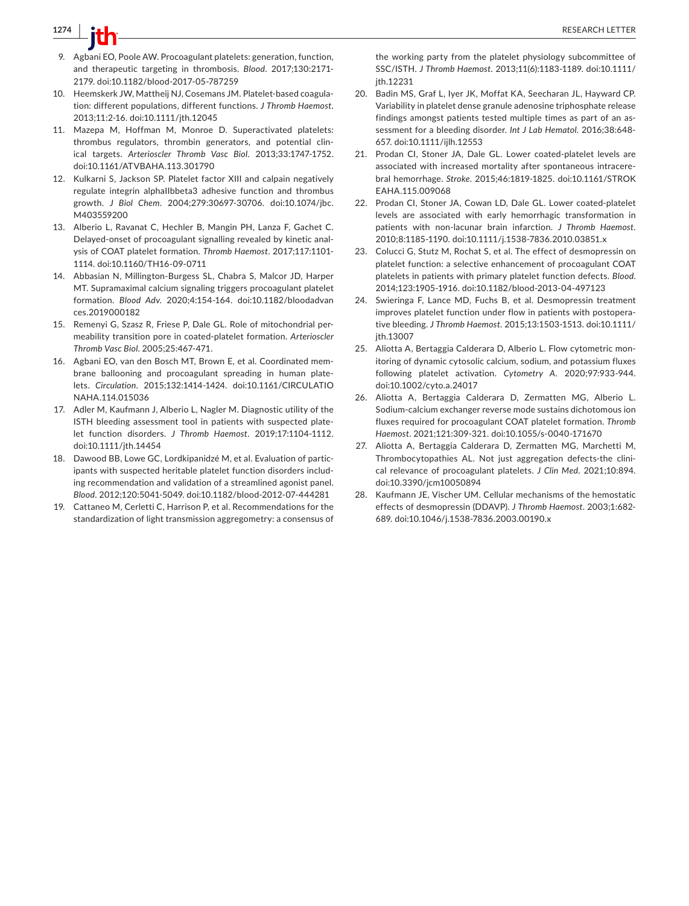9. Agbani EO, Poole AW. Procoagulant platelets: generation, function, and therapeutic targeting in thrombosis. *Blood*. 2017;130:2171-2179. doi:10.1182/blood-2017-05-787259
10. Heemskerk JW, Mattheij NJ, Cosemans JM. Platelet-based coagulation: different populations, different functions. *J Thromb Haemost*. 2013;11:2-16. doi:10.1111/jth.12045
11. Mazepa M, Hoffman M, Monroe D. Superactivated platelets: thrombus regulators, thrombin generators, and potential clinical targets. *Arterioscler Thromb Vasc Biol*. 2013;33:1747-1752. doi:10.1161/ATVBAHA.113.301790
12. Kulkarni S, Jackson SP. Platelet factor XIII and calpain negatively regulate integrin alphaIIbbeta3 adhesive function and thrombus growth. *J Biol Chem*. 2004;279:30697-30706. doi:10.1074/jbc.M403559200
13. Alberio L, Ravanat C, Hechler B, Mangin PH, Lanza F, Gachet C. Delayed-onset of procoagulant signalling revealed by kinetic analysis of COAT platelet formation. *Thromb Haemost*. 2017;117:1101-1114. doi:10.1160/TH16-09-0711
14. Abbasian N, Millington-Burgess SL, Chabra S, Malcor JD, Harper MT. Supramaximal calcium signaling triggers procoagulant platelet formation. *Blood Adv*. 2020;4:154-164. doi:10.1182/bloodadvances.2019000182
15. Remenyi G, Szasz R, Friese P, Dale GL. Role of mitochondrial permeability transition pore in coated-platelet formation. *Arterioscler Thromb Vasc Biol*. 2005;25:467-471.
16. Agbani EO, van den Bosch MT, Brown E, et al. Coordinated membrane ballooning and procoagulant spreading in human platelets. *Circulation*. 2015;132:1414-1424. doi:10.1161/CIRCULATIONAHA.114.015036
17. Adler M, Kaufmann J, Alberio L, Nagler M. Diagnostic utility of the ISTH bleeding assessment tool in patients with suspected platelet function disorders. *J Thromb Haemost*. 2019;17:1104-1112. doi:10.1111/jth.14454
18. Dawood BB, Lowe GC, Lordkipanidzé M, et al. Evaluation of participants with suspected heritable platelet function disorders including recommendation and validation of a streamlined agonist panel. *Blood*. 2012;120:5041-5049. doi:10.1182/blood-2012-07-444281
19. Cattaneo M, Cerletti C, Harrison P, et al. Recommendations for the standardization of light transmission aggregometry: a consensus of the working party from the platelet physiology subcommittee of SSC/ISTH. *J Thromb Haemost*. 2013;11(6):1183-1189. doi:10.1111/jth.12231
20. Badin MS, Graf L, Iyer JK, Moffat KA, Seecharan JL, Hayward CP. Variability in platelet dense granule adenosine triphosphate release findings amongst patients tested multiple times as part of an assessment for a bleeding disorder. *Int J Lab Hematol*. 2016;38:648-657. doi:10.1111/ijlh.12553
21. Prodan CI, Stoner JA, Dale GL. Lower coated-platelet levels are associated with increased mortality after spontaneous intracerebral hemorrhage. *Stroke*. 2015;46:1819-1825. doi:10.1161/STROKEAHA.115.009068
22. Prodan CI, Stoner JA, Cowan LD, Dale GL. Lower coated-platelet levels are associated with early hemorrhagic transformation in patients with non-lacunar brain infarction. *J Thromb Haemost*. 2010;8:1185-1190. doi:10.1111/j.1538-7836.2010.03851.x
23. Colucci G, Stutz M, Rochat S, et al. The effect of desmopressin on platelet function: a selective enhancement of procoagulant COAT platelets in patients with primary platelet function defects. *Blood*. 2014;123:1905-1916. doi:10.1182/blood-2013-04-497123
24. Swieringa F, Lance MD, Fuchs B, et al. Desmopressin treatment improves platelet function under flow in patients with postoperative bleeding. *J Thromb Haemost*. 2015;13:1503-1513. doi:10.1111/jth.13007
25. Aliotta A, Bertaggia Calderara D, Alberio L. Flow cytometric monitoring of dynamic cytosolic calcium, sodium, and potassium fluxes following platelet activation. *Cytometry A*. 2020;97:933-944. doi:10.1002/cyto.a.24017
26. Aliotta A, Bertaggia Calderara D, Zermatten MG, Alberio L. Sodium-calcium exchanger reverse mode sustains dichotomous ion fluxes required for procoagulant COAT platelet formation. *Thromb Haemost*. 2021;121:309-321. doi:10.1055/s-0040-171670
27. Aliotta A, Bertaggia Calderara D, Zermatten MG, Marchetti M, Thrombocytopathies AL. Not just aggregation defects-the clinical relevance of procoagulant platelets. *J Clin Med*. 2021;10:894. doi:10.3390/jcm10050894
28. Kaufmann JE, Vischer UM. Cellular mechanisms of the hemostatic effects of desmopressin (DDAVP). *J Thromb Haemost*. 2003;1:682-689. doi:10.1046/j.1538-7836.2003.00190.x